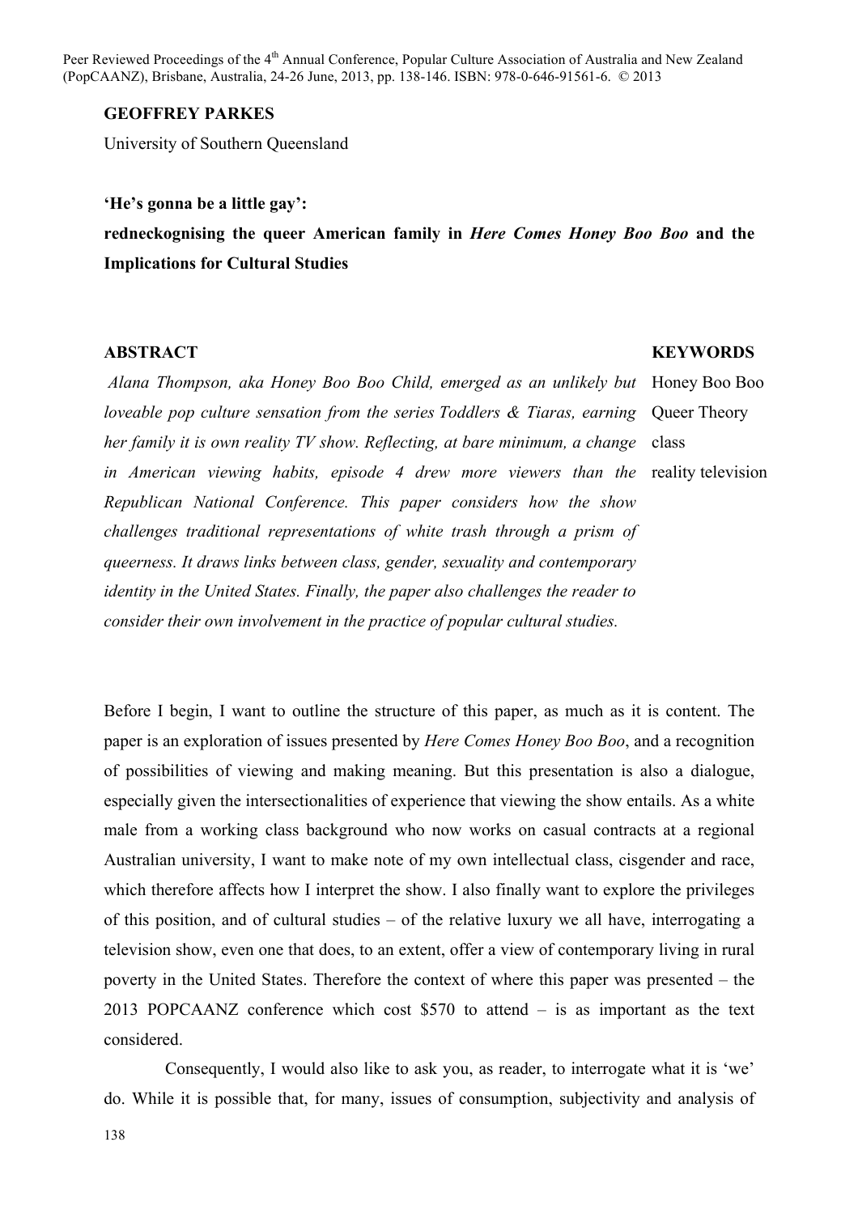**GEOFFREY PARKES**

University of Southern Queensland

# 'He's gonna be a little gay': redneckognising the queer American family in *Here Comes Honey Boo Boo* and the Implications for Cultural Studies

**ABSTRACT**

*Alana Thompson, aka Honey Boo Boo Child, emerged as an unlikely but loveable pop culture sensation from the series Toddlers & Tiaras, earning her family it is own reality TV show. Reflecting, at bare minimum, a change in American viewing habits, episode 4 drew more viewers than the Republican National Conference. This paper considers how the show challenges traditional representations of white trash through a prism of queerness. It draws links between class, gender, sexuality and contemporary identity in the United States. Finally, the paper also challenges the reader to consider their own involvement in the practice of popular cultural studies.*

**KEYWORDS**

Honey Boo Boo
Queer Theory
class
reality television

Before I begin, I want to outline the structure of this paper, as much as it is content. The paper is an exploration of issues presented by *Here Comes Honey Boo Boo*, and a recognition of possibilities of viewing and making meaning. But this presentation is also a dialogue, especially given the intersectionalities of experience that viewing the show entails. As a white male from a working class background who now works on casual contracts at a regional Australian university, I want to make note of my own intellectual class, cisgender and race, which therefore affects how I interpret the show. I also finally want to explore the privileges of this position, and of cultural studies – of the relative luxury we all have, interrogating a television show, even one that does, to an extent, offer a view of contemporary living in rural poverty in the United States. Therefore the context of where this paper was presented – the 2013 POPCAANZ conference which cost $570 to attend – is as important as the text considered.

Consequently, I would also like to ask you, as reader, to interrogate what it is 'we' do. While it is possible that, for many, issues of consumption, subjectivity and analysis of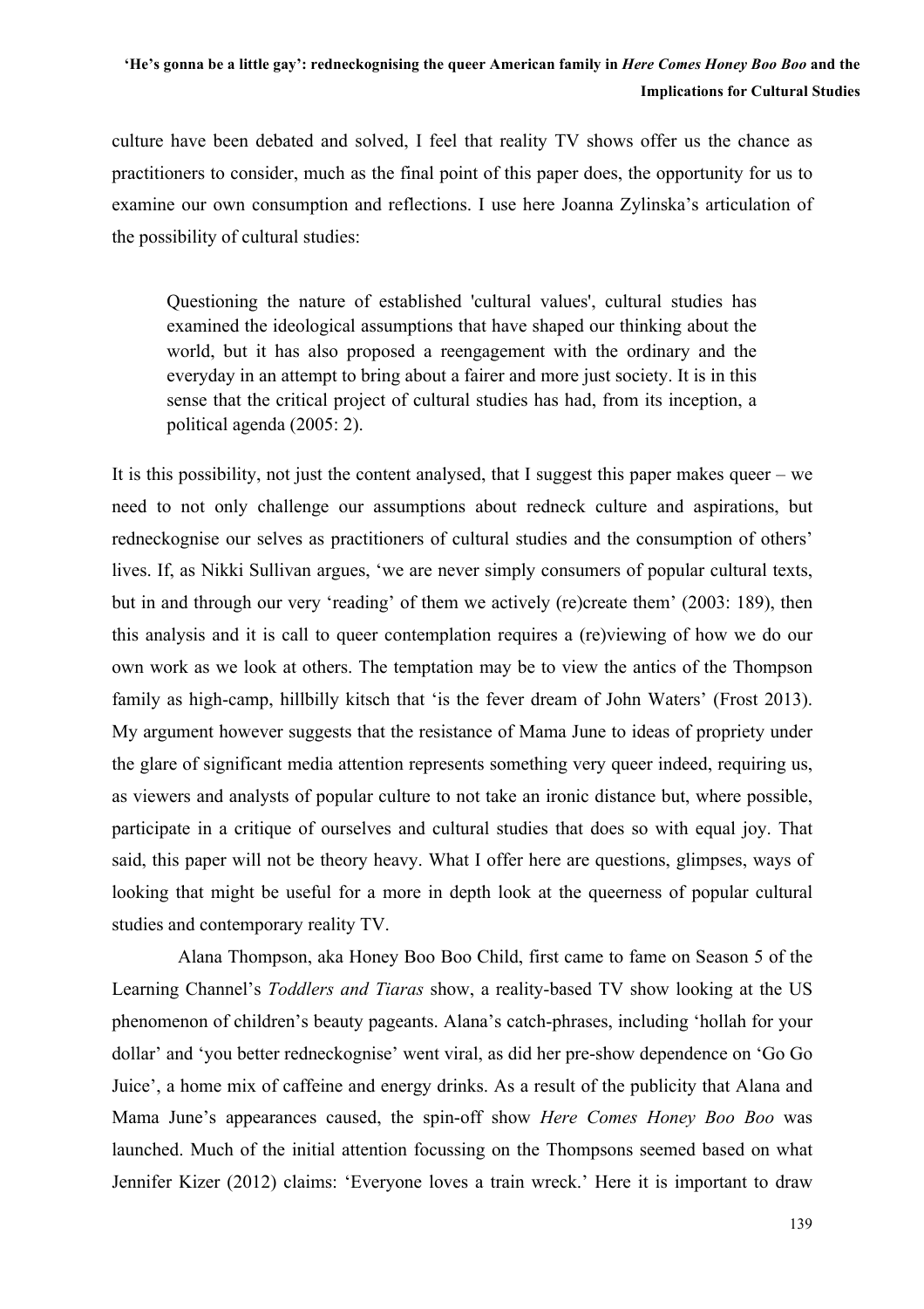culture have been debated and solved, I feel that reality TV shows offer us the chance as practitioners to consider, much as the final point of this paper does, the opportunity for us to examine our own consumption and reflections. I use here Joanna Zylinska's articulation of the possibility of cultural studies:

> Questioning the nature of established 'cultural values', cultural studies has examined the ideological assumptions that have shaped our thinking about the world, but it has also proposed a reengagement with the ordinary and the everyday in an attempt to bring about a fairer and more just society. It is in this sense that the critical project of cultural studies has had, from its inception, a political agenda (2005: 2).

It is this possibility, not just the content analysed, that I suggest this paper makes queer – we need to not only challenge our assumptions about redneck culture and aspirations, but redneckognise our selves as practitioners of cultural studies and the consumption of others' lives. If, as Nikki Sullivan argues, 'we are never simply consumers of popular cultural texts, but in and through our very 'reading' of them we actively (re)create them' (2003: 189), then this analysis and it is call to queer contemplation requires a (re)viewing of how we do our own work as we look at others. The temptation may be to view the antics of the Thompson family as high-camp, hillbilly kitsch that 'is the fever dream of John Waters' (Frost 2013). My argument however suggests that the resistance of Mama June to ideas of propriety under the glare of significant media attention represents something very queer indeed, requiring us, as viewers and analysts of popular culture to not take an ironic distance but, where possible, participate in a critique of ourselves and cultural studies that does so with equal joy. That said, this paper will not be theory heavy. What I offer here are questions, glimpses, ways of looking that might be useful for a more in depth look at the queerness of popular cultural studies and contemporary reality TV.

Alana Thompson, aka Honey Boo Boo Child, first came to fame on Season 5 of the Learning Channel's *Toddlers and Tiaras* show, a reality-based TV show looking at the US phenomenon of children's beauty pageants. Alana's catch-phrases, including 'hollah for your dollar' and 'you better redneckognise' went viral, as did her pre-show dependence on 'Go Go Juice', a home mix of caffeine and energy drinks. As a result of the publicity that Alana and Mama June's appearances caused, the spin-off show *Here Comes Honey Boo Boo* was launched. Much of the initial attention focussing on the Thompsons seemed based on what Jennifer Kizer (2012) claims: 'Everyone loves a train wreck.' Here it is important to draw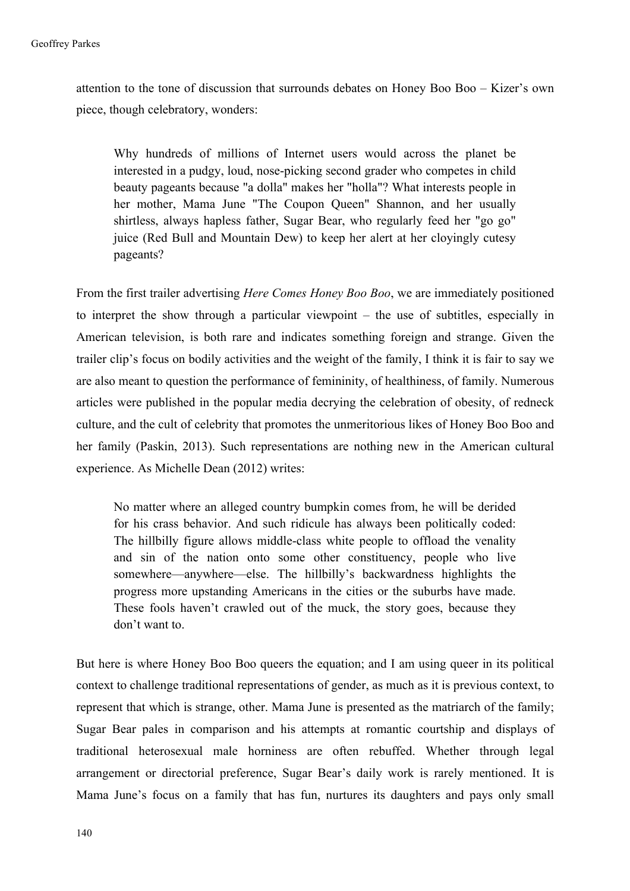attention to the tone of discussion that surrounds debates on Honey Boo Boo – Kizer's own piece, though celebratory, wonders:

> Why hundreds of millions of Internet users would across the planet be interested in a pudgy, loud, nose-picking second grader who competes in child beauty pageants because "a dolla" makes her "holla"? What interests people in her mother, Mama June "The Coupon Queen" Shannon, and her usually shirtless, always hapless father, Sugar Bear, who regularly feed her "go go" juice (Red Bull and Mountain Dew) to keep her alert at her cloyingly cutesy pageants?

From the first trailer advertising *Here Comes Honey Boo Boo*, we are immediately positioned to interpret the show through a particular viewpoint – the use of subtitles, especially in American television, is both rare and indicates something foreign and strange. Given the trailer clip's focus on bodily activities and the weight of the family, I think it is fair to say we are also meant to question the performance of femininity, of healthiness, of family. Numerous articles were published in the popular media decrying the celebration of obesity, of redneck culture, and the cult of celebrity that promotes the unmeritorious likes of Honey Boo Boo and her family (Paskin, 2013). Such representations are nothing new in the American cultural experience. As Michelle Dean (2012) writes:

> No matter where an alleged country bumpkin comes from, he will be derided for his crass behavior. And such ridicule has always been politically coded: The hillbilly figure allows middle-class white people to offload the venality and sin of the nation onto some other constituency, people who live somewhere—anywhere—else. The hillbilly's backwardness highlights the progress more upstanding Americans in the cities or the suburbs have made. These fools haven't crawled out of the muck, the story goes, because they don't want to.

But here is where Honey Boo Boo queers the equation; and I am using queer in its political context to challenge traditional representations of gender, as much as it is previous context, to represent that which is strange, other. Mama June is presented as the matriarch of the family; Sugar Bear pales in comparison and his attempts at romantic courtship and displays of traditional heterosexual male horniness are often rebuffed. Whether through legal arrangement or directorial preference, Sugar Bear's daily work is rarely mentioned. It is Mama June's focus on a family that has fun, nurtures its daughters and pays only small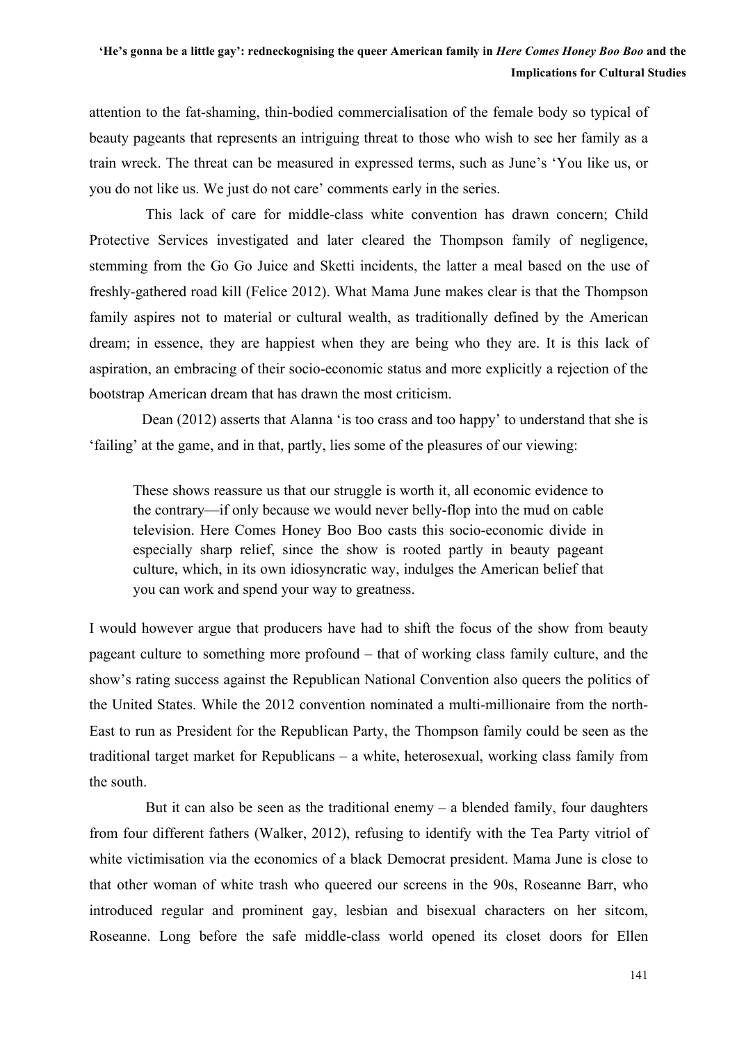attention to the fat-shaming, thin-bodied commercialisation of the female body so typical of beauty pageants that represents an intriguing threat to those who wish to see her family as a train wreck. The threat can be measured in expressed terms, such as June's 'You like us, or you do not like us. We just do not care' comments early in the series.

This lack of care for middle-class white convention has drawn concern; Child Protective Services investigated and later cleared the Thompson family of negligence, stemming from the Go Go Juice and Sketti incidents, the latter a meal based on the use of freshly-gathered road kill (Felice 2012). What Mama June makes clear is that the Thompson family aspires not to material or cultural wealth, as traditionally defined by the American dream; in essence, they are happiest when they are being who they are. It is this lack of aspiration, an embracing of their socio-economic status and more explicitly a rejection of the bootstrap American dream that has drawn the most criticism.

Dean (2012) asserts that Alanna 'is too crass and too happy' to understand that she is 'failing' at the game, and in that, partly, lies some of the pleasures of our viewing:

> These shows reassure us that our struggle is worth it, all economic evidence to the contrary—if only because we would never belly-flop into the mud on cable television. Here Comes Honey Boo Boo casts this socio-economic divide in especially sharp relief, since the show is rooted partly in beauty pageant culture, which, in its own idiosyncratic way, indulges the American belief that you can work and spend your way to greatness.

I would however argue that producers have had to shift the focus of the show from beauty pageant culture to something more profound – that of working class family culture, and the show's rating success against the Republican National Convention also queers the politics of the United States. While the 2012 convention nominated a multi-millionaire from the north-East to run as President for the Republican Party, the Thompson family could be seen as the traditional target market for Republicans – a white, heterosexual, working class family from the south.

But it can also be seen as the traditional enemy – a blended family, four daughters from four different fathers (Walker, 2012), refusing to identify with the Tea Party vitriol of white victimisation via the economics of a black Democrat president. Mama June is close to that other woman of white trash who queered our screens in the 90s, Roseanne Barr, who introduced regular and prominent gay, lesbian and bisexual characters on her sitcom, Roseanne. Long before the safe middle-class world opened its closet doors for Ellen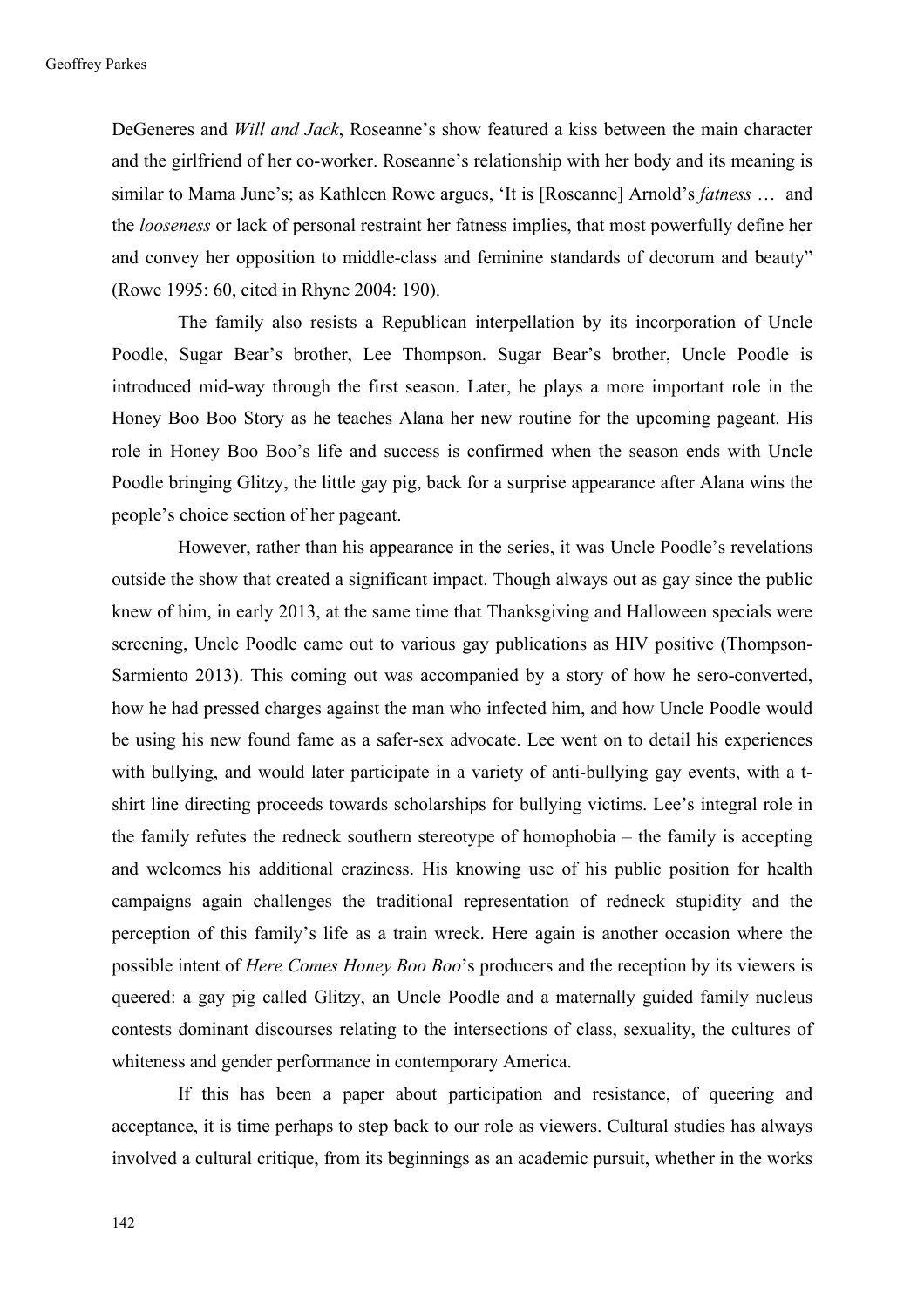DeGeneres and *Will and Jack*, Roseanne's show featured a kiss between the main character and the girlfriend of her co-worker. Roseanne's relationship with her body and its meaning is similar to Mama June's; as Kathleen Rowe argues, 'It is [Roseanne] Arnold's *fatness* … and the *looseness* or lack of personal restraint her fatness implies, that most powerfully define her and convey her opposition to middle-class and feminine standards of decorum and beauty" (Rowe 1995: 60, cited in Rhyne 2004: 190).

The family also resists a Republican interpellation by its incorporation of Uncle Poodle, Sugar Bear's brother, Lee Thompson. Sugar Bear's brother, Uncle Poodle is introduced mid-way through the first season. Later, he plays a more important role in the Honey Boo Boo Story as he teaches Alana her new routine for the upcoming pageant. His role in Honey Boo Boo's life and success is confirmed when the season ends with Uncle Poodle bringing Glitzy, the little gay pig, back for a surprise appearance after Alana wins the people's choice section of her pageant.

However, rather than his appearance in the series, it was Uncle Poodle's revelations outside the show that created a significant impact. Though always out as gay since the public knew of him, in early 2013, at the same time that Thanksgiving and Halloween specials were screening, Uncle Poodle came out to various gay publications as HIV positive (Thompson-Sarmiento 2013). This coming out was accompanied by a story of how he sero-converted, how he had pressed charges against the man who infected him, and how Uncle Poodle would be using his new found fame as a safer-sex advocate. Lee went on to detail his experiences with bullying, and would later participate in a variety of anti-bullying gay events, with a t-shirt line directing proceeds towards scholarships for bullying victims. Lee's integral role in the family refutes the redneck southern stereotype of homophobia – the family is accepting and welcomes his additional craziness. His knowing use of his public position for health campaigns again challenges the traditional representation of redneck stupidity and the perception of this family's life as a train wreck. Here again is another occasion where the possible intent of *Here Comes Honey Boo Boo*'s producers and the reception by its viewers is queered: a gay pig called Glitzy, an Uncle Poodle and a maternally guided family nucleus contests dominant discourses relating to the intersections of class, sexuality, the cultures of whiteness and gender performance in contemporary America.

If this has been a paper about participation and resistance, of queering and acceptance, it is time perhaps to step back to our role as viewers. Cultural studies has always involved a cultural critique, from its beginnings as an academic pursuit, whether in the works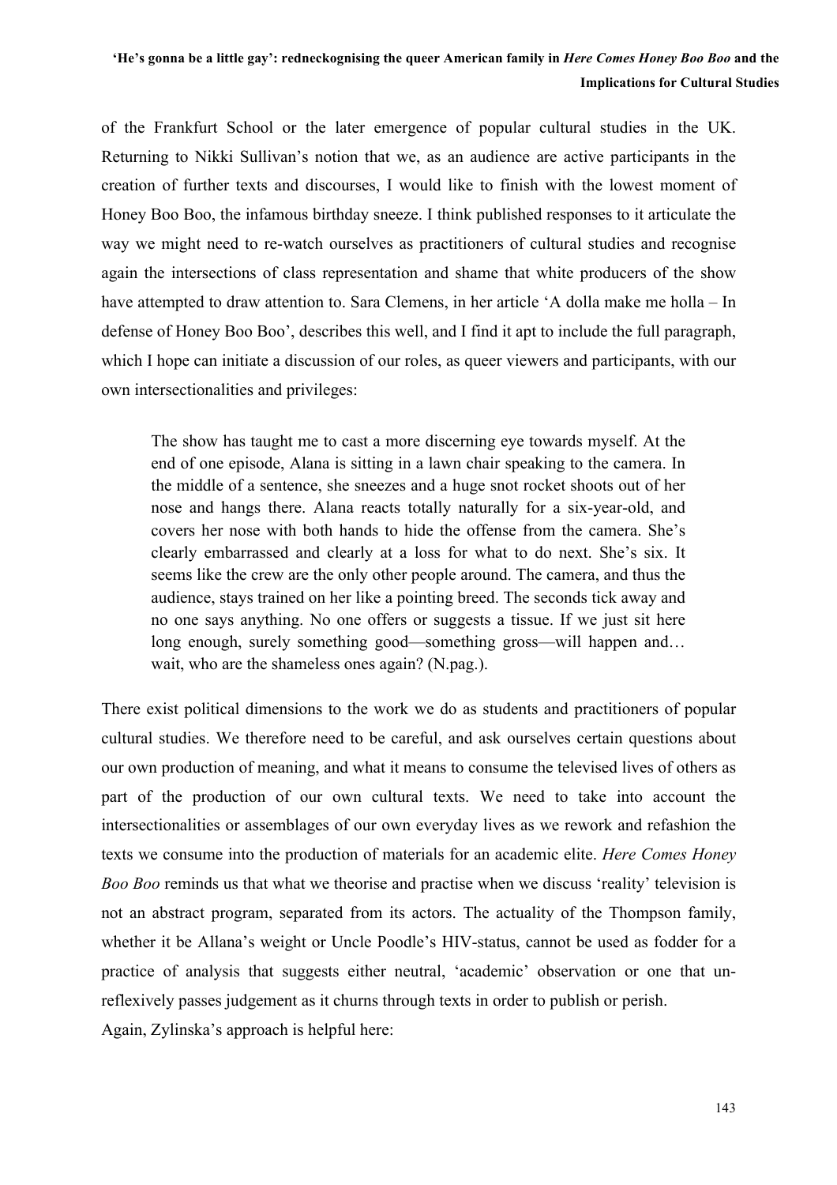of the Frankfurt School or the later emergence of popular cultural studies in the UK. Returning to Nikki Sullivan's notion that we, as an audience are active participants in the creation of further texts and discourses, I would like to finish with the lowest moment of Honey Boo Boo, the infamous birthday sneeze. I think published responses to it articulate the way we might need to re-watch ourselves as practitioners of cultural studies and recognise again the intersections of class representation and shame that white producers of the show have attempted to draw attention to. Sara Clemens, in her article 'A dolla make me holla – In defense of Honey Boo Boo', describes this well, and I find it apt to include the full paragraph, which I hope can initiate a discussion of our roles, as queer viewers and participants, with our own intersectionalities and privileges:

> The show has taught me to cast a more discerning eye towards myself. At the end of one episode, Alana is sitting in a lawn chair speaking to the camera. In the middle of a sentence, she sneezes and a huge snot rocket shoots out of her nose and hangs there. Alana reacts totally naturally for a six-year-old, and covers her nose with both hands to hide the offense from the camera. She's clearly embarrassed and clearly at a loss for what to do next. She's six. It seems like the crew are the only other people around. The camera, and thus the audience, stays trained on her like a pointing breed. The seconds tick away and no one says anything. No one offers or suggests a tissue. If we just sit here long enough, surely something good—something gross—will happen and… wait, who are the shameless ones again? (N.pag.).

There exist political dimensions to the work we do as students and practitioners of popular cultural studies. We therefore need to be careful, and ask ourselves certain questions about our own production of meaning, and what it means to consume the televised lives of others as part of the production of our own cultural texts. We need to take into account the intersectionalities or assemblages of our own everyday lives as we rework and refashion the texts we consume into the production of materials for an academic elite. *Here Comes Honey Boo Boo* reminds us that what we theorise and practise when we discuss 'reality' television is not an abstract program, separated from its actors. The actuality of the Thompson family, whether it be Allana's weight or Uncle Poodle's HIV-status, cannot be used as fodder for a practice of analysis that suggests either neutral, 'academic' observation or one that un-reflexively passes judgement as it churns through texts in order to publish or perish.

Again, Zylinska's approach is helpful here: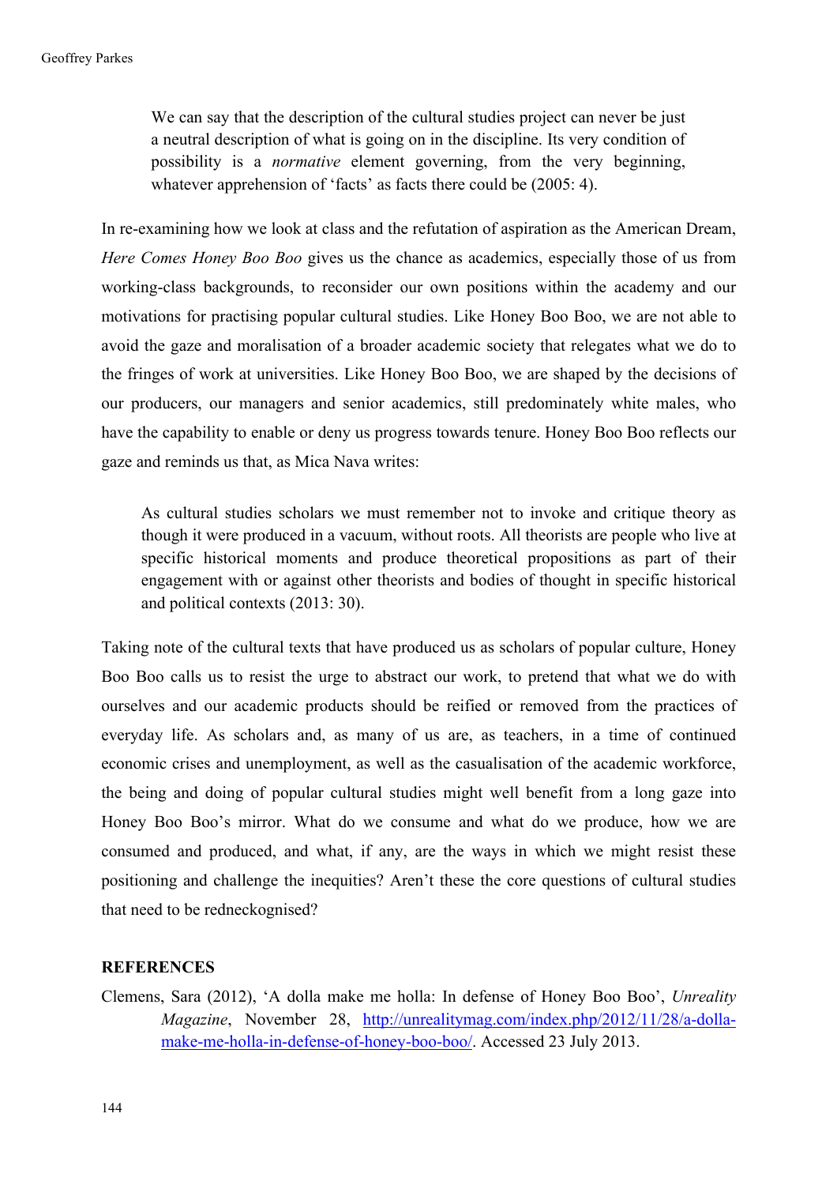> We can say that the description of the cultural studies project can never be just a neutral description of what is going on in the discipline. Its very condition of possibility is a *normative* element governing, from the very beginning, whatever apprehension of 'facts' as facts there could be (2005: 4).

In re-examining how we look at class and the refutation of aspiration as the American Dream, *Here Comes Honey Boo Boo* gives us the chance as academics, especially those of us from working-class backgrounds, to reconsider our own positions within the academy and our motivations for practising popular cultural studies. Like Honey Boo Boo, we are not able to avoid the gaze and moralisation of a broader academic society that relegates what we do to the fringes of work at universities. Like Honey Boo Boo, we are shaped by the decisions of our producers, our managers and senior academics, still predominately white males, who have the capability to enable or deny us progress towards tenure. Honey Boo Boo reflects our gaze and reminds us that, as Mica Nava writes:

> As cultural studies scholars we must remember not to invoke and critique theory as though it were produced in a vacuum, without roots. All theorists are people who live at specific historical moments and produce theoretical propositions as part of their engagement with or against other theorists and bodies of thought in specific historical and political contexts (2013: 30).

Taking note of the cultural texts that have produced us as scholars of popular culture, Honey Boo Boo calls us to resist the urge to abstract our work, to pretend that what we do with ourselves and our academic products should be reified or removed from the practices of everyday life. As scholars and, as many of us are, as teachers, in a time of continued economic crises and unemployment, as well as the casualisation of the academic workforce, the being and doing of popular cultural studies might well benefit from a long gaze into Honey Boo Boo's mirror. What do we consume and what do we produce, how we are consumed and produced, and what, if any, are the ways in which we might resist these positioning and challenge the inequities? Aren't these the core questions of cultural studies that need to be redneckognised?

## REFERENCES

Clemens, Sara (2012), 'A dolla make me holla: In defense of Honey Boo Boo', *Unreality Magazine*, November 28, http://unrealitymag.com/index.php/2012/11/28/a-dolla-make-me-holla-in-defense-of-honey-boo-boo/. Accessed 23 July 2013.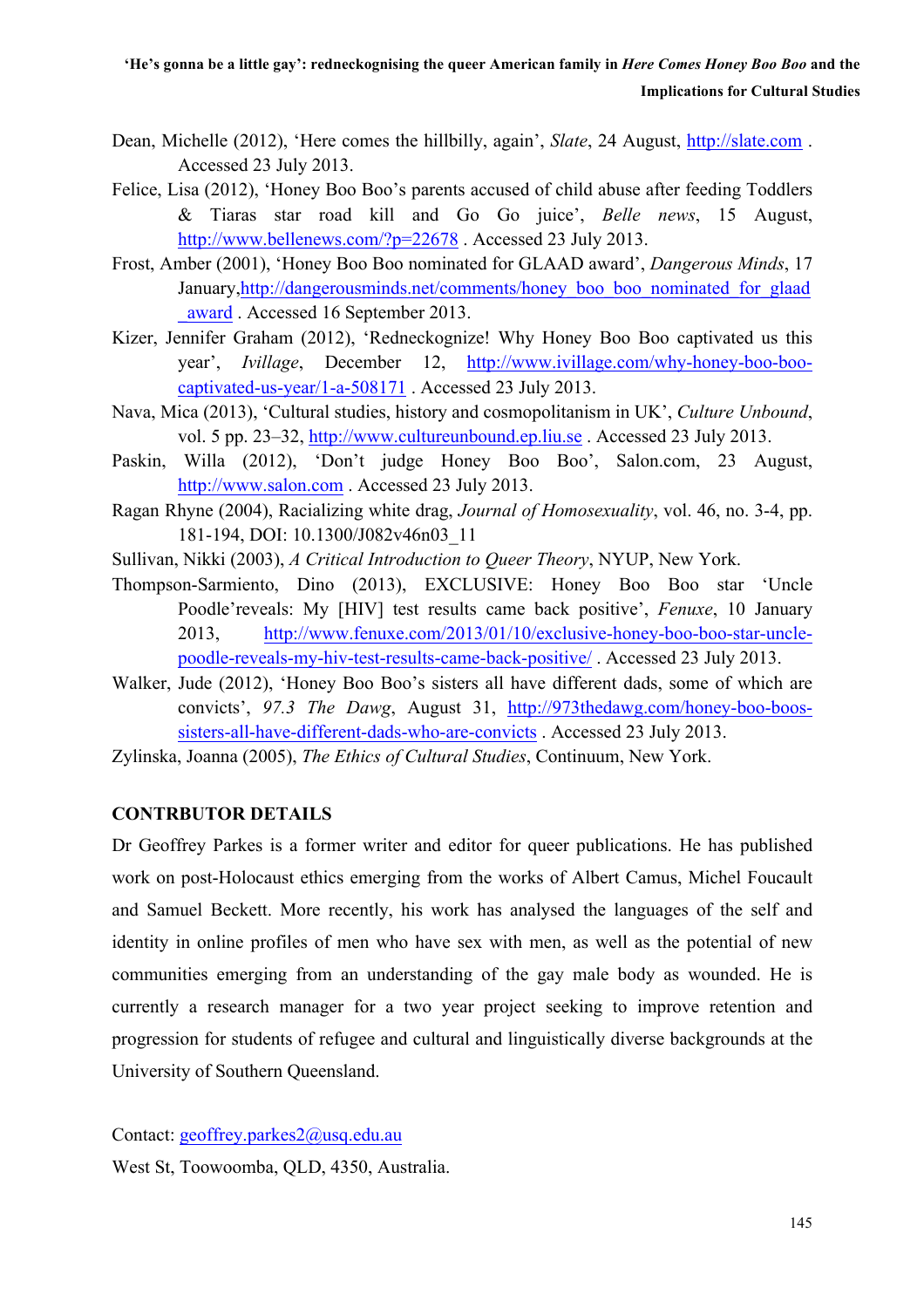Dean, Michelle (2012), 'Here comes the hillbilly, again', *Slate*, 24 August, http://slate.com . Accessed 23 July 2013.

Felice, Lisa (2012), 'Honey Boo Boo's parents accused of child abuse after feeding Toddlers & Tiaras star road kill and Go Go juice', *Belle news*, 15 August, http://www.bellenews.com/?p=22678 . Accessed 23 July 2013.

Frost, Amber (2001), 'Honey Boo Boo nominated for GLAAD award', *Dangerous Minds*, 17 January, http://dangerousminds.net/comments/honey_boo_boo_nominated_for_glaad_award . Accessed 16 September 2013.

Kizer, Jennifer Graham (2012), 'Redneckognize! Why Honey Boo Boo captivated us this year', *Ivillage*, December 12, http://www.ivillage.com/why-honey-boo-boo-captivated-us-year/1-a-508171 . Accessed 23 July 2013.

Nava, Mica (2013), 'Cultural studies, history and cosmopolitanism in UK', *Culture Unbound*, vol. 5 pp. 23–32, http://www.cultureunbound.ep.liu.se . Accessed 23 July 2013.

Paskin, Willa (2012), 'Don't judge Honey Boo Boo', Salon.com, 23 August, http://www.salon.com . Accessed 23 July 2013.

Ragan Rhyne (2004), Racializing white drag, *Journal of Homosexuality*, vol. 46, no. 3-4, pp. 181-194, DOI: 10.1300/J082v46n03_11

Sullivan, Nikki (2003), *A Critical Introduction to Queer Theory*, NYUP, New York.

Thompson-Sarmiento, Dino (2013), EXCLUSIVE: Honey Boo Boo star 'Uncle Poodle'reveals: My [HIV] test results came back positive', *Fenuxe*, 10 January 2013, http://www.fenuxe.com/2013/01/10/exclusive-honey-boo-boo-star-uncle-poodle-reveals-my-hiv-test-results-came-back-positive/ . Accessed 23 July 2013.

Walker, Jude (2012), 'Honey Boo Boo's sisters all have different dads, some of which are convicts', *97.3 The Dawg*, August 31, http://973thedawg.com/honey-boo-boos-sisters-all-have-different-dads-who-are-convicts . Accessed 23 July 2013.

Zylinska, Joanna (2005), *The Ethics of Cultural Studies*, Continuum, New York.

## CONTRBUTOR DETAILS

Dr Geoffrey Parkes is a former writer and editor for queer publications. He has published work on post-Holocaust ethics emerging from the works of Albert Camus, Michel Foucault and Samuel Beckett. More recently, his work has analysed the languages of the self and identity in online profiles of men who have sex with men, as well as the potential of new communities emerging from an understanding of the gay male body as wounded. He is currently a research manager for a two year project seeking to improve retention and progression for students of refugee and cultural and linguistically diverse backgrounds at the University of Southern Queensland.

Contact: geoffrey.parkes2@usq.edu.au

West St, Toowoomba, QLD, 4350, Australia.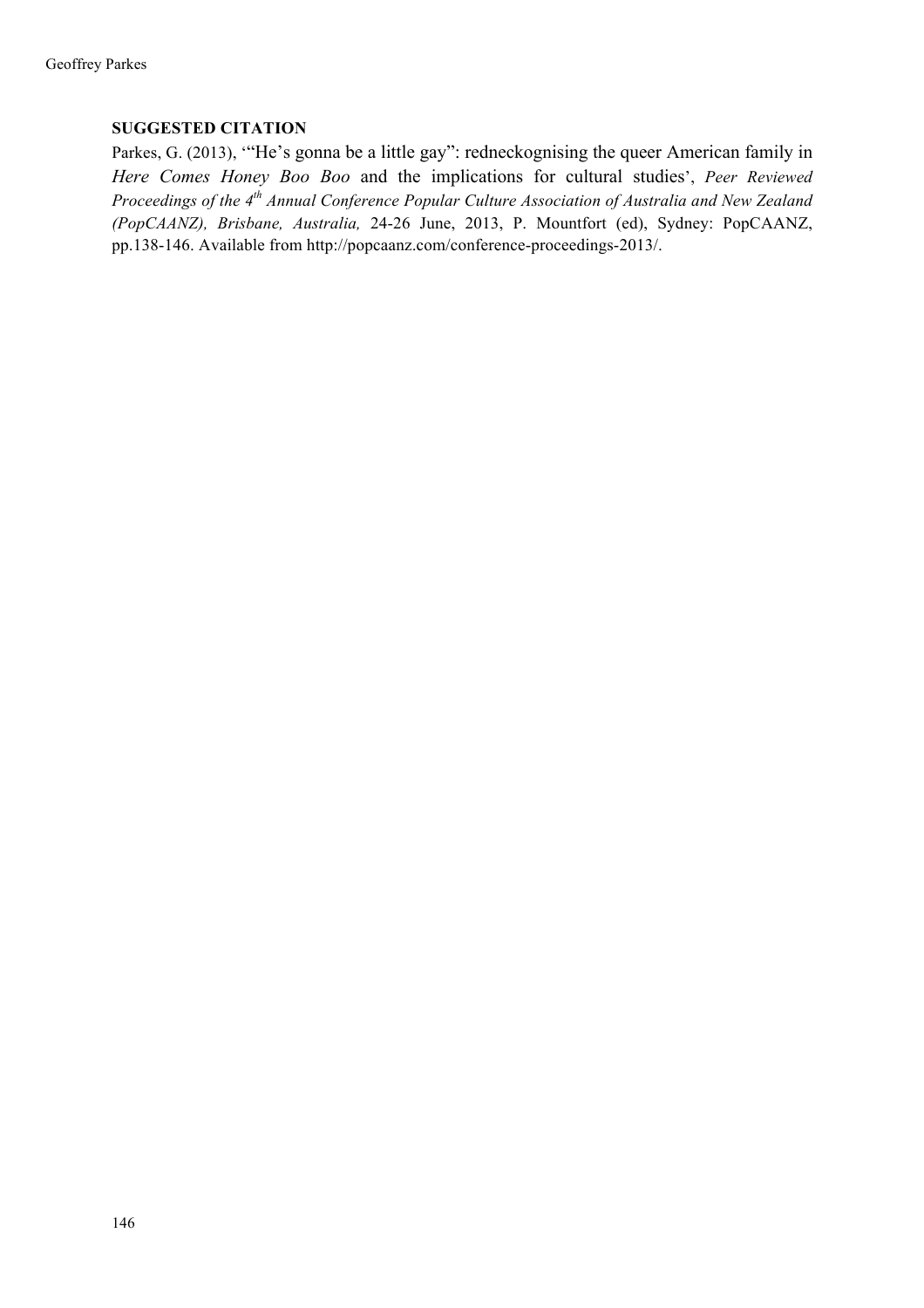**SUGGESTED CITATION**

Parkes, G. (2013), '"He's gonna be a little gay": redneckognising the queer American family in *Here Comes Honey Boo Boo* and the implications for cultural studies', *Peer Reviewed Proceedings of the 4th Annual Conference Popular Culture Association of Australia and New Zealand (PopCAANZ), Brisbane, Australia,* 24-26 June, 2013, P. Mountfort (ed), Sydney: PopCAANZ, pp.138-146. Available from http://popcaanz.com/conference-proceedings-2013/.